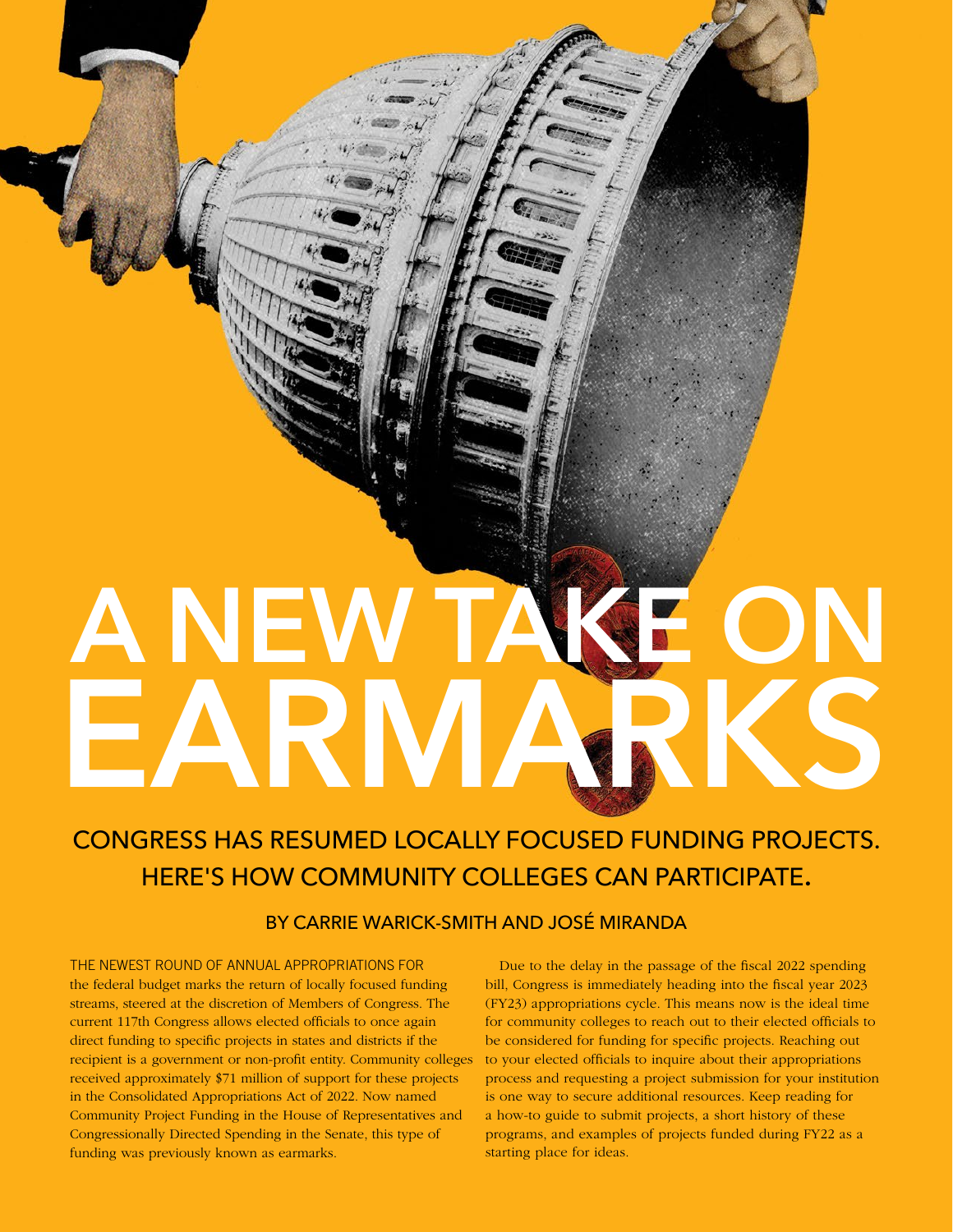# A NEW TAKE ON EARMARKS

## CONGRESS HAS RESUMED LOCALLY FOCUSED FUNDING PROJECTS. HERE'S HOW COMMUNITY COLLEGES CAN PARTICIPATE.

### BY CARRIE WARICK-SMITH AND JOSÉ MIRANDA

THE NEWEST ROUND OF ANNUAL APPROPRIATIONS FOR the federal budget marks the return of locally focused funding streams, steered at the discretion of Members of Congress. The current 117th Congress allows elected officials to once again direct funding to specific projects in states and districts if the recipient is a government or non-profit entity. Community colleges received approximately $71 million of support for these projects in the Consolidated Appropriations Act of 2022. Now named Community Project Funding in the House of Representatives and Congressionally Directed Spending in the Senate, this type of funding was previously known as earmarks.

Due to the delay in the passage of the fiscal 2022 spending bill, Congress is immediately heading into the fiscal year 2023 (FY23) appropriations cycle. This means now is the ideal time for community colleges to reach out to their elected officials to be considered for funding for specific projects. Reaching out to your elected officials to inquire about their appropriations process and requesting a project submission for your institution is one way to secure additional resources. Keep reading for a how-to guide to submit projects, a short history of these programs, and examples of projects funded during FY22 as a starting place for ideas.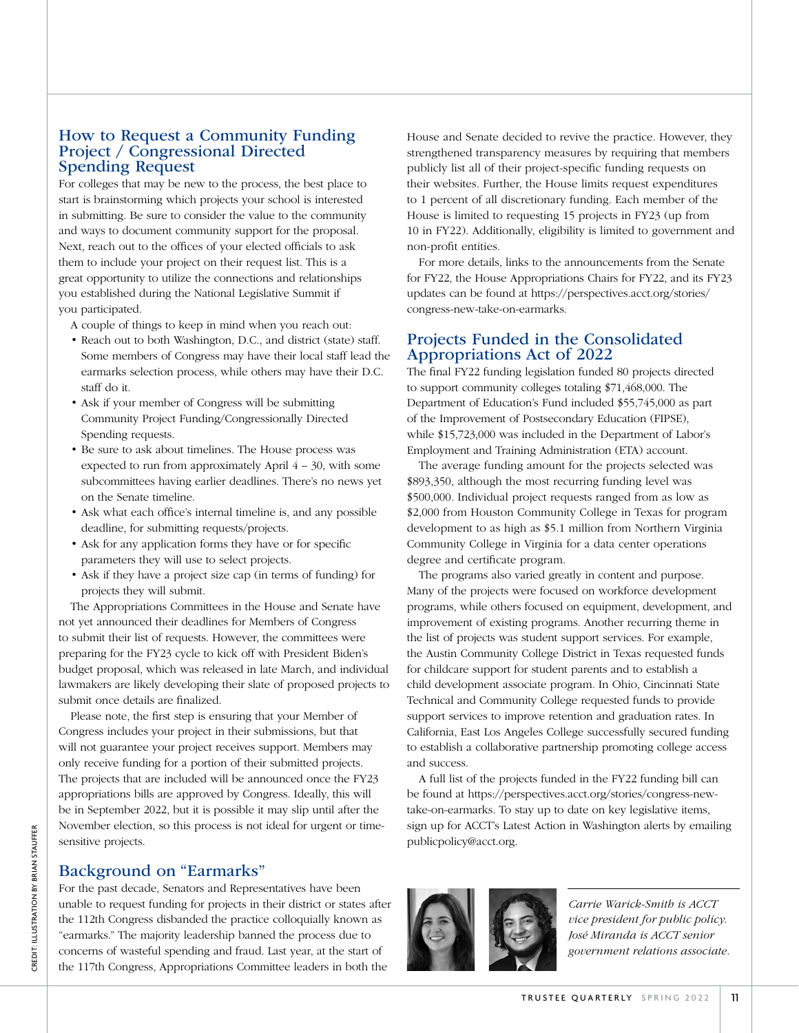## How to Request a Community Funding Project / Congressional Directed Spending Request

For colleges that may be new to the process, the best place to start is brainstorming which projects your school is interested in submitting. Be sure to consider the value to the community and ways to document community support for the proposal. Next, reach out to the offices of your elected officials to ask them to include your project on their request list. This is a great opportunity to utilize the connections and relationships you established during the National Legislative Summit if you participated.

A couple of things to keep in mind when you reach out:

- Reach out to both Washington, D.C., and district (state) staff. Some members of Congress may have their local staff lead the earmarks selection process, while others may have their D.C. staff do it.
- Ask if your member of Congress will be submitting Community Project Funding/Congressionally Directed Spending requests.
- Be sure to ask about timelines. The House process was expected to run from approximately April 4 – 30, with some subcommittees having earlier deadlines. There's no news yet on the Senate timeline.
- Ask what each office's internal timeline is, and any possible deadline, for submitting requests/projects.
- Ask for any application forms they have or for specific parameters they will use to select projects.
- Ask if they have a project size cap (in terms of funding) for projects they will submit.

The Appropriations Committees in the House and Senate have not yet announced their deadlines for Members of Congress to submit their list of requests. However, the committees were preparing for the FY23 cycle to kick off with President Biden's budget proposal, which was released in late March, and individual lawmakers are likely developing their slate of proposed projects to submit once details are finalized.

Please note, the first step is ensuring that your Member of Congress includes your project in their submissions, but that will not guarantee your project receives support. Members may only receive funding for a portion of their submitted projects. The projects that are included will be announced once the FY23 appropriations bills are approved by Congress. Ideally, this will be in September 2022, but it is possible it may slip until after the November election, so this process is not ideal for urgent or time-sensitive projects.

## Background on "Earmarks"

For the past decade, Senators and Representatives have been unable to request funding for projects in their district or states after the 112th Congress disbanded the practice colloquially known as "earmarks." The majority leadership banned the process due to concerns of wasteful spending and fraud. Last year, at the start of the 117th Congress, Appropriations Committee leaders in both the House and Senate decided to revive the practice. However, they strengthened transparency measures by requiring that members publicly list all of their project-specific funding requests on their websites. Further, the House limits request expenditures to 1 percent of all discretionary funding. Each member of the House is limited to requesting 15 projects in FY23 (up from 10 in FY22). Additionally, eligibility is limited to government and non-profit entities.

For more details, links to the announcements from the Senate for FY22, the House Appropriations Chairs for FY22, and its FY23 updates can be found at https://perspectives.acct.org/stories/congress-new-take-on-earmarks.

## Projects Funded in the Consolidated Appropriations Act of 2022

The final FY22 funding legislation funded 80 projects directed to support community colleges totaling $71,468,000. The Department of Education's Fund included $55,745,000 as part of the Improvement of Postsecondary Education (FIPSE), while $15,723,000 was included in the Department of Labor's Employment and Training Administration (ETA) account.

The average funding amount for the projects selected was $893,350, although the most recurring funding level was $500,000. Individual project requests ranged from as low as $2,000 from Houston Community College in Texas for program development to as high as $5.1 million from Northern Virginia Community College in Virginia for a data center operations degree and certificate program.

The programs also varied greatly in content and purpose. Many of the projects were focused on workforce development programs, while others focused on equipment, development, and improvement of existing programs. Another recurring theme in the list of projects was student support services. For example, the Austin Community College District in Texas requested funds for childcare support for student parents and to establish a child development associate program. In Ohio, Cincinnati State Technical and Community College requested funds to provide support services to improve retention and graduation rates. In California, East Los Angeles College successfully secured funding to establish a collaborative partnership promoting college access and success.

A full list of the projects funded in the FY22 funding bill can be found at https://perspectives.acct.org/stories/congress-new-take-on-earmarks. To stay up to date on key legislative items, sign up for ACCT's Latest Action in Washington alerts by emailing publicpolicy@acct.org.

*Carrie Warick-Smith is ACCT vice president for public policy. José Miranda is ACCT senior government relations associate.*

CREDIT: ILLUSTRATION BY BRIAN STAUFFER